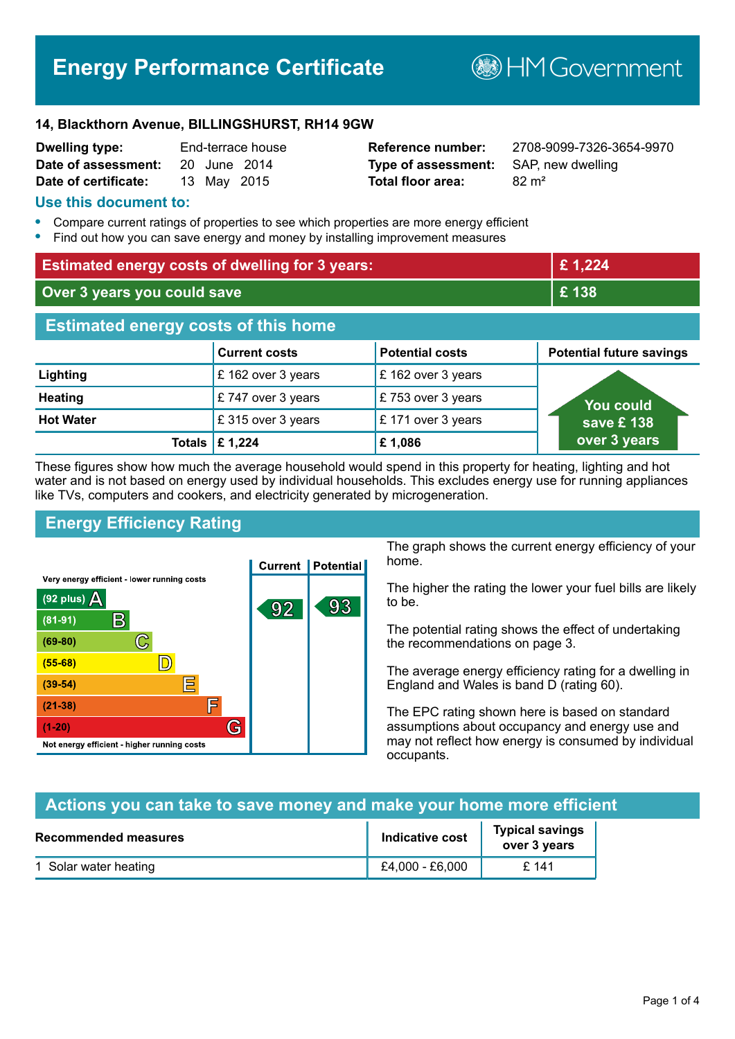# Energy Performance Certificate

HM Government

**14, Blackthorn Avenue, BILLINGSHURST, RH14 9GW**

| | | | |
|---|---|---|---|
| **Dwelling type:** | End-terrace house | **Reference number:** | 2708-9099-7326-3654-9970 |
| **Date of assessment:** | 20 June 2014 | **Type of assessment:** | SAP, new dwelling |
| **Date of certificate:** | 13 May 2015 | **Total floor area:** | 82 m² |

## Use this document to:

- Compare current ratings of properties to see which properties are more energy efficient
- Find out how you can save energy and money by installing improvement measures

| | |
|---|---|
| **Estimated energy costs of dwelling for 3 years:** | **£ 1,224** |
| **Over 3 years you could save** | **£ 138** |

## Estimated energy costs of this home

| | Current costs | Potential costs | Potential future savings |
|---|---|---|---|
| **Lighting** | £ 162 over 3 years | £ 162 over 3 years | You could save £ 138 over 3 years |
| **Heating** | £ 747 over 3 years | £ 753 over 3 years | |
| **Hot Water** | £ 315 over 3 years | £ 171 over 3 years | |
| **Totals** | **£ 1,224** | **£ 1,086** | |

These figures show how much the average household would spend in this property for heating, lighting and hot water and is not based on energy used by individual households. This excludes energy use for running appliances like TVs, computers and cookers, and electricity generated by microgeneration.

## Energy Efficiency Rating

| Rating | Current | Potential |
|---|---|---|
| Very energy efficient - lower running costs | | |
| (92 plus) A | 92 | 93 |
| (81-91) B | | |
| (69-80) C | | |
| (55-68) D | | |
| (39-54) E | | |
| (21-38) F | | |
| (1-20) G | | |
| Not energy efficient - higher running costs | | |

The graph shows the current energy efficiency of your home.

The higher the rating the lower your fuel bills are likely to be.

The potential rating shows the effect of undertaking the recommendations on page 3.

The average energy efficiency rating for a dwelling in England and Wales is band D (rating 60).

The EPC rating shown here is based on standard assumptions about occupancy and energy use and may not reflect how energy is consumed by individual occupants.

## Actions you can take to save money and make your home more efficient

| Recommended measures | Indicative cost | Typical savings over 3 years |
|---|---|---|
| 1 Solar water heating | £4,000 - £6,000 | £ 141 |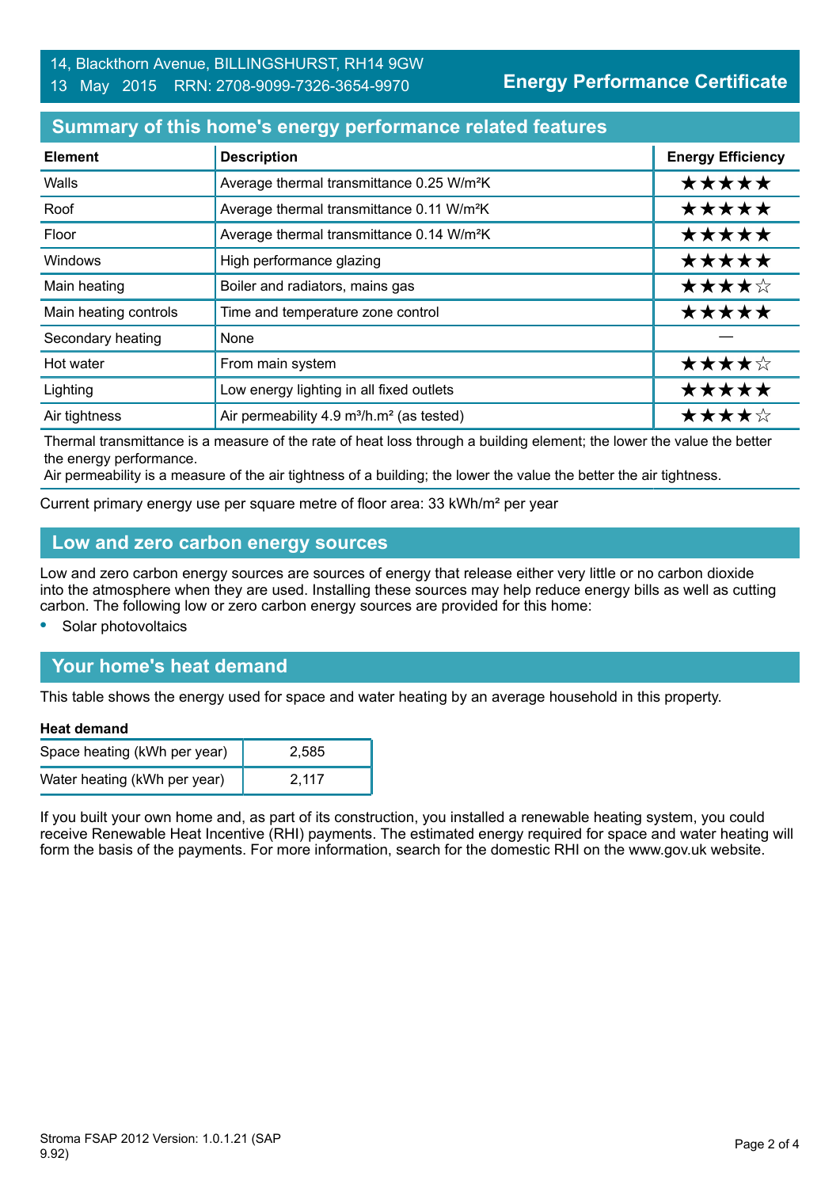14, Blackthorn Avenue, BILLINGSHURST, RH14 9GW
13 May 2015 RRN: 2708-9099-7326-3654-9970

**Energy Performance Certificate**

## Summary of this home's energy performance related features

| Element | Description | Energy Efficiency |
|---|---|---|
| Walls | Average thermal transmittance 0.25 W/m²K | ★★★★★ |
| Roof | Average thermal transmittance 0.11 W/m²K | ★★★★★ |
| Floor | Average thermal transmittance 0.14 W/m²K | ★★★★★ |
| Windows | High performance glazing | ★★★★★ |
| Main heating | Boiler and radiators, mains gas | ★★★★☆ |
| Main heating controls | Time and temperature zone control | ★★★★★ |
| Secondary heating | None | — |
| Hot water | From main system | ★★★★☆ |
| Lighting | Low energy lighting in all fixed outlets | ★★★★★ |
| Air tightness | Air permeability 4.9 m³/h.m² (as tested) | ★★★★☆ |

Thermal transmittance is a measure of the rate of heat loss through a building element; the lower the value the better the energy performance.
Air permeability is a measure of the air tightness of a building; the lower the value the better the air tightness.

Current primary energy use per square metre of floor area: 33 kWh/m² per year

## Low and zero carbon energy sources

Low and zero carbon energy sources are sources of energy that release either very little or no carbon dioxide into the atmosphere when they are used. Installing these sources may help reduce energy bills as well as cutting carbon. The following low or zero carbon energy sources are provided for this home:

- Solar photovoltaics

## Your home's heat demand

This table shows the energy used for space and water heating by an average household in this property.

**Heat demand**

| | |
|---|---|
| Space heating (kWh per year) | 2,585 |
| Water heating (kWh per year) | 2,117 |

If you built your own home and, as part of its construction, you installed a renewable heating system, you could receive Renewable Heat Incentive (RHI) payments. The estimated energy required for space and water heating will form the basis of the payments. For more information, search for the domestic RHI on the www.gov.uk website.

Stroma FSAP 2012 Version: 1.0.1.21 (SAP 9.92)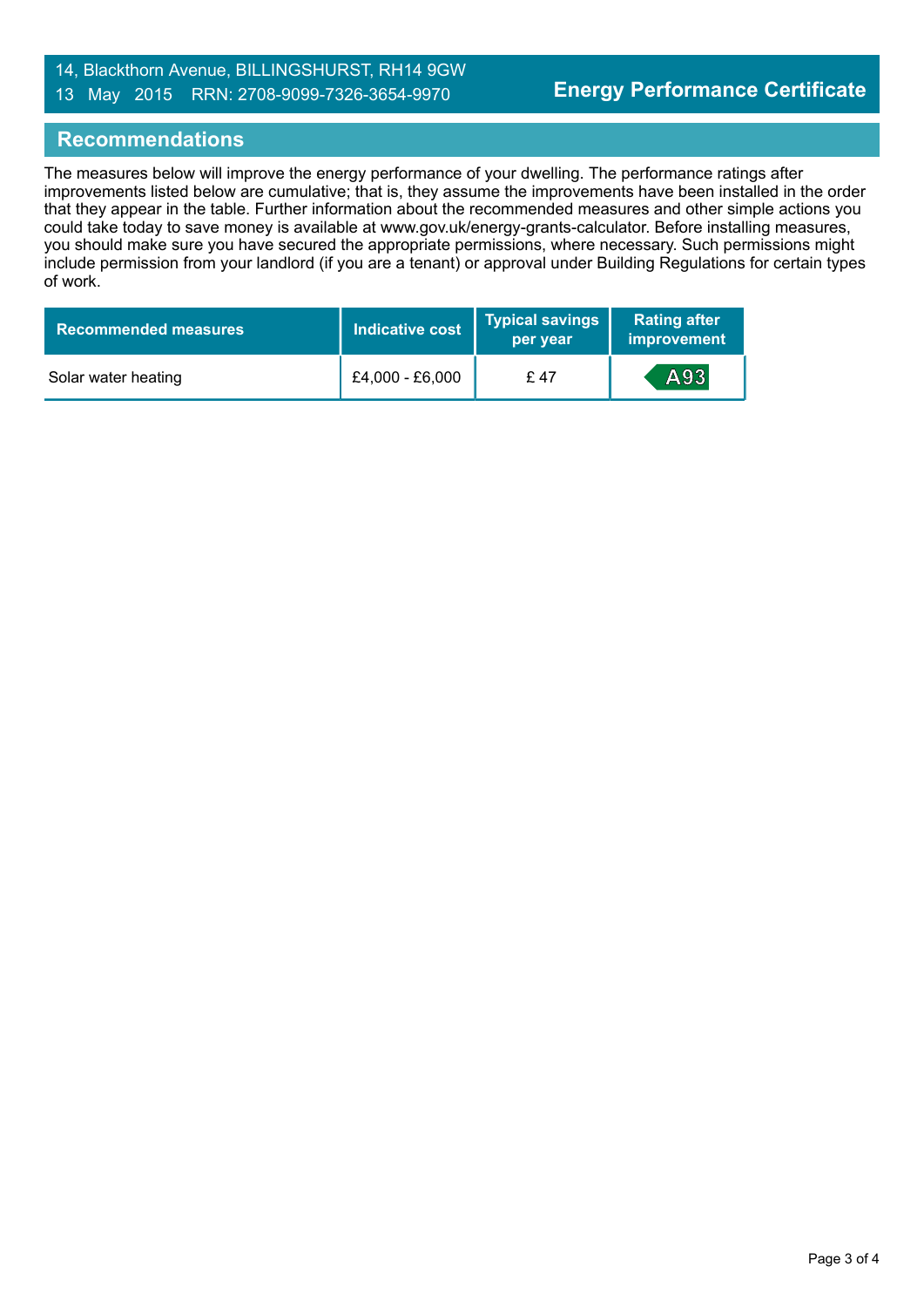## Recommendations

The measures below will improve the energy performance of your dwelling. The performance ratings after improvements listed below are cumulative; that is, they assume the improvements have been installed in the order that they appear in the table. Further information about the recommended measures and other simple actions you could take today to save money is available at www.gov.uk/energy-grants-calculator. Before installing measures, you should make sure you have secured the appropriate permissions, where necessary. Such permissions might include permission from your landlord (if you are a tenant) or approval under Building Regulations for certain types of work.

| Recommended measures | Indicative cost | Typical savings per year | Rating after improvement |
|---|---|---|---|
| Solar water heating | £4,000 - £6,000 | £ 47 | A93 |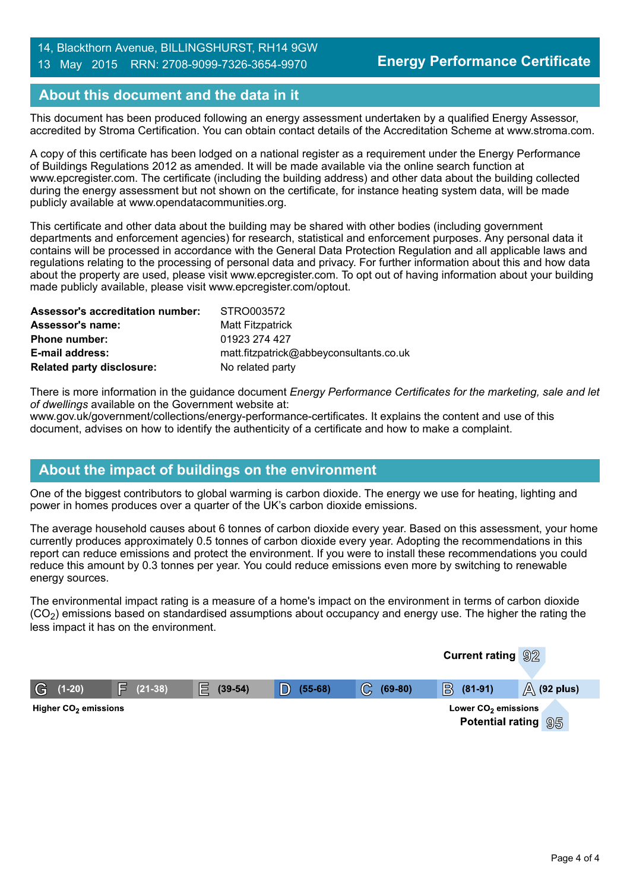14, Blackthorn Avenue, BILLINGSHURST, RH14 9GW
13 May 2015 RRN: 2708-9099-7326-3654-9970

**Energy Performance Certificate**

## About this document and the data in it

This document has been produced following an energy assessment undertaken by a qualified Energy Assessor, accredited by Stroma Certification. You can obtain contact details of the Accreditation Scheme at www.stroma.com.

A copy of this certificate has been lodged on a national register as a requirement under the Energy Performance of Buildings Regulations 2012 as amended. It will be made available via the online search function at www.epcregister.com. The certificate (including the building address) and other data about the building collected during the energy assessment but not shown on the certificate, for instance heating system data, will be made publicly available at www.opendatacommunities.org.

This certificate and other data about the building may be shared with other bodies (including government departments and enforcement agencies) for research, statistical and enforcement purposes. Any personal data it contains will be processed in accordance with the General Data Protection Regulation and all applicable laws and regulations relating to the processing of personal data and privacy. For further information about this and how data about the property are used, please visit www.epcregister.com. To opt out of having information about your building made publicly available, please visit www.epcregister.com/optout.

| | |
|---|---|
| **Assessor's accreditation number:** | STRO003572 |
| **Assessor's name:** | Matt Fitzpatrick |
| **Phone number:** | 01923 274 427 |
| **E-mail address:** | matt.fitzpatrick@abbeyconsultants.co.uk |
| **Related party disclosure:** | No related party |

There is more information in the guidance document *Energy Performance Certificates for the marketing, sale and let of dwellings* available on the Government website at: www.gov.uk/government/collections/energy-performance-certificates. It explains the content and use of this document, advises on how to identify the authenticity of a certificate and how to make a complaint.

## About the impact of buildings on the environment

One of the biggest contributors to global warming is carbon dioxide. The energy we use for heating, lighting and power in homes produces over a quarter of the UK's carbon dioxide emissions.

The average household causes about 6 tonnes of carbon dioxide every year. Based on this assessment, your home currently produces approximately 0.5 tonnes of carbon dioxide every year. Adopting the recommendations in this report can reduce emissions and protect the environment. If you were to install these recommendations you could reduce this amount by 0.3 tonnes per year. You could reduce emissions even more by switching to renewable energy sources.

The environmental impact rating is a measure of a home's impact on the environment in terms of carbon dioxide ($CO_2$) emissions based on standardised assumptions about occupancy and energy use. The higher the rating the less impact it has on the environment.

Current rating 92

G (1-20)
F (21-38)
E (39-54)
D (55-68)
C (69-80)
B (81-91)
A (92 plus)

Higher $CO_2$ emissions

Lower $CO_2$ emissions

Potential rating 95